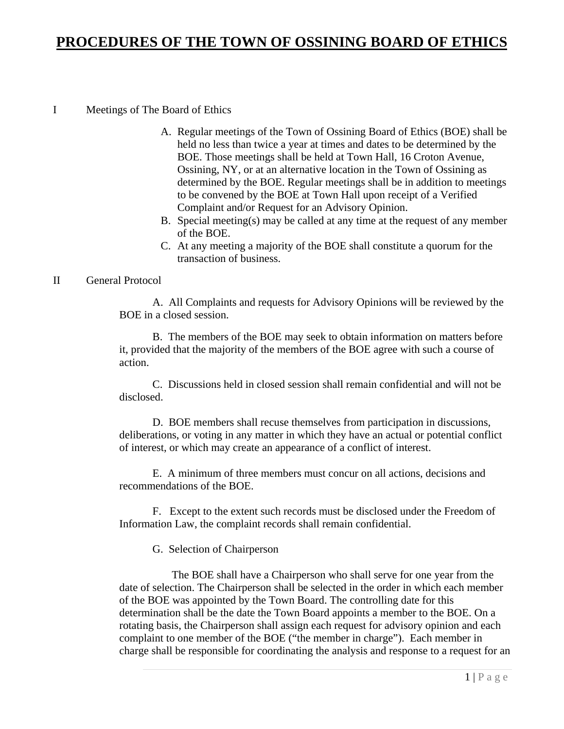# PROCEDURES OF THE TOWN OF OSSINING BOARD OF ETHICS

## I Meetings of The Board of Ethics

A. Regular meetings of the Town of Ossining Board of Ethics (BOE) shall be held no less than twice a year at times and dates to be determined by the BOE. Those meetings shall be held at Town Hall, 16 Croton Avenue, Ossining, NY, or at an alternative location in the Town of Ossining as determined by the BOE. Regular meetings shall be in addition to meetings to be convened by the BOE at Town Hall upon receipt of a Verified Complaint and/or Request for an Advisory Opinion.

B. Special meeting(s) may be called at any time at the request of any member of the BOE.

C. At any meeting a majority of the BOE shall constitute a quorum for the transaction of business.

## II General Protocol

A. All Complaints and requests for Advisory Opinions will be reviewed by the BOE in a closed session.

B. The members of the BOE may seek to obtain information on matters before it, provided that the majority of the members of the BOE agree with such a course of action.

C. Discussions held in closed session shall remain confidential and will not be disclosed.

D. BOE members shall recuse themselves from participation in discussions, deliberations, or voting in any matter in which they have an actual or potential conflict of interest, or which may create an appearance of a conflict of interest.

E. A minimum of three members must concur on all actions, decisions and recommendations of the BOE.

F. Except to the extent such records must be disclosed under the Freedom of Information Law, the complaint records shall remain confidential.

G. Selection of Chairperson

The BOE shall have a Chairperson who shall serve for one year from the date of selection. The Chairperson shall be selected in the order in which each member of the BOE was appointed by the Town Board. The controlling date for this determination shall be the date the Town Board appoints a member to the BOE. On a rotating basis, the Chairperson shall assign each request for advisory opinion and each complaint to one member of the BOE ("the member in charge"). Each member in charge shall be responsible for coordinating the analysis and response to a request for an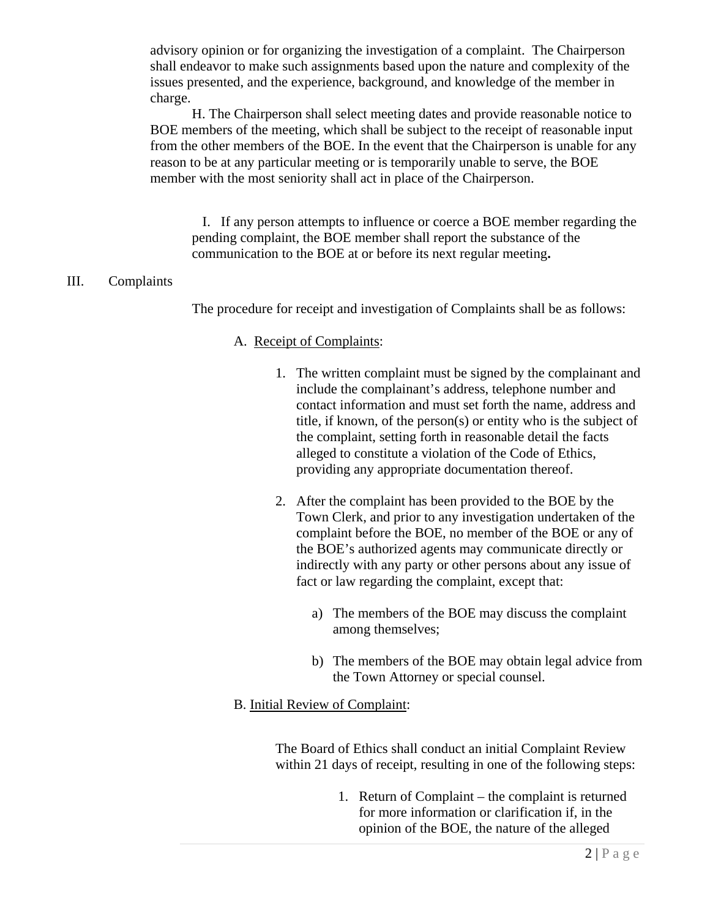advisory opinion or for organizing the investigation of a complaint. The Chairperson shall endeavor to make such assignments based upon the nature and complexity of the issues presented, and the experience, background, and knowledge of the member in charge.

H. The Chairperson shall select meeting dates and provide reasonable notice to BOE members of the meeting, which shall be subject to the receipt of reasonable input from the other members of the BOE. In the event that the Chairperson is unable for any reason to be at any particular meeting or is temporarily unable to serve, the BOE member with the most seniority shall act in place of the Chairperson.

I. If any person attempts to influence or coerce a BOE member regarding the pending complaint, the BOE member shall report the substance of the communication to the BOE at or before its next regular meeting**.**

## III. Complaints

The procedure for receipt and investigation of Complaints shall be as follows:

A. Receipt of Complaints:

1. The written complaint must be signed by the complainant and include the complainant's address, telephone number and contact information and must set forth the name, address and title, if known, of the person(s) or entity who is the subject of the complaint, setting forth in reasonable detail the facts alleged to constitute a violation of the Code of Ethics, providing any appropriate documentation thereof.

2. After the complaint has been provided to the BOE by the Town Clerk, and prior to any investigation undertaken of the complaint before the BOE, no member of the BOE or any of the BOE's authorized agents may communicate directly or indirectly with any party or other persons about any issue of fact or law regarding the complaint, except that:

   a) The members of the BOE may discuss the complaint among themselves;

   b) The members of the BOE may obtain legal advice from the Town Attorney or special counsel.

B. Initial Review of Complaint:

The Board of Ethics shall conduct an initial Complaint Review within 21 days of receipt, resulting in one of the following steps:

1. Return of Complaint – the complaint is returned for more information or clarification if, in the opinion of the BOE, the nature of the alleged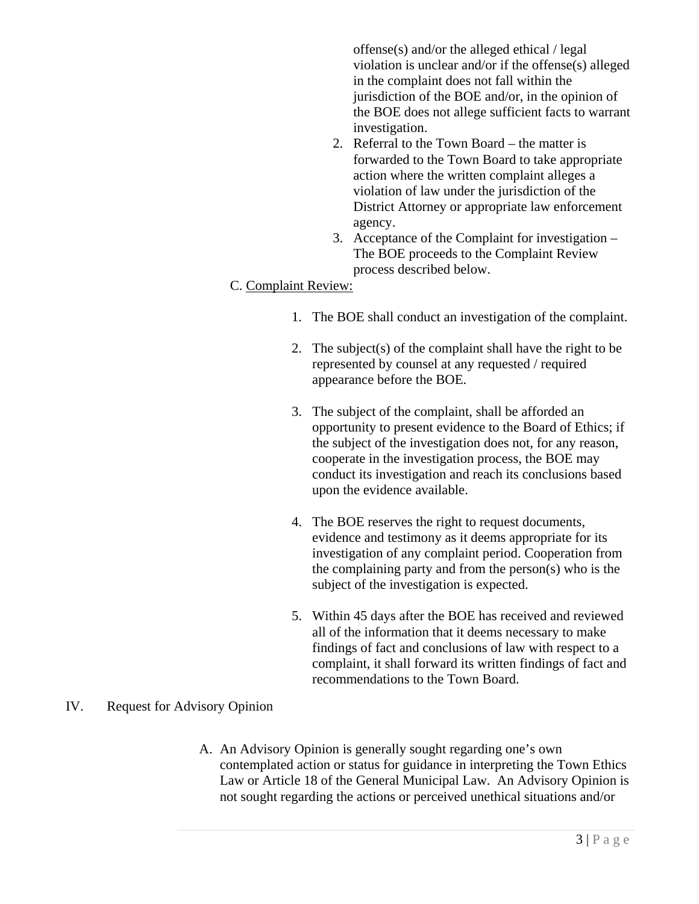offense(s) and/or the alleged ethical / legal violation is unclear and/or if the offense(s) alleged in the complaint does not fall within the jurisdiction of the BOE and/or, in the opinion of the BOE does not allege sufficient facts to warrant investigation.

2. Referral to the Town Board – the matter is forwarded to the Town Board to take appropriate action where the written complaint alleges a violation of law under the jurisdiction of the District Attorney or appropriate law enforcement agency.
3. Acceptance of the Complaint for investigation – The BOE proceeds to the Complaint Review process described below.

C. <u>Complaint Review:</u>

1. The BOE shall conduct an investigation of the complaint.

2. The subject(s) of the complaint shall have the right to be represented by counsel at any requested / required appearance before the BOE.

3. The subject of the complaint, shall be afforded an opportunity to present evidence to the Board of Ethics; if the subject of the investigation does not, for any reason, cooperate in the investigation process, the BOE may conduct its investigation and reach its conclusions based upon the evidence available.

4. The BOE reserves the right to request documents, evidence and testimony as it deems appropriate for its investigation of any complaint period. Cooperation from the complaining party and from the person(s) who is the subject of the investigation is expected.

5. Within 45 days after the BOE has received and reviewed all of the information that it deems necessary to make findings of fact and conclusions of law with respect to a complaint, it shall forward its written findings of fact and recommendations to the Town Board.

IV. Request for Advisory Opinion

A. An Advisory Opinion is generally sought regarding one's own contemplated action or status for guidance in interpreting the Town Ethics Law or Article 18 of the General Municipal Law. An Advisory Opinion is not sought regarding the actions or perceived unethical situations and/or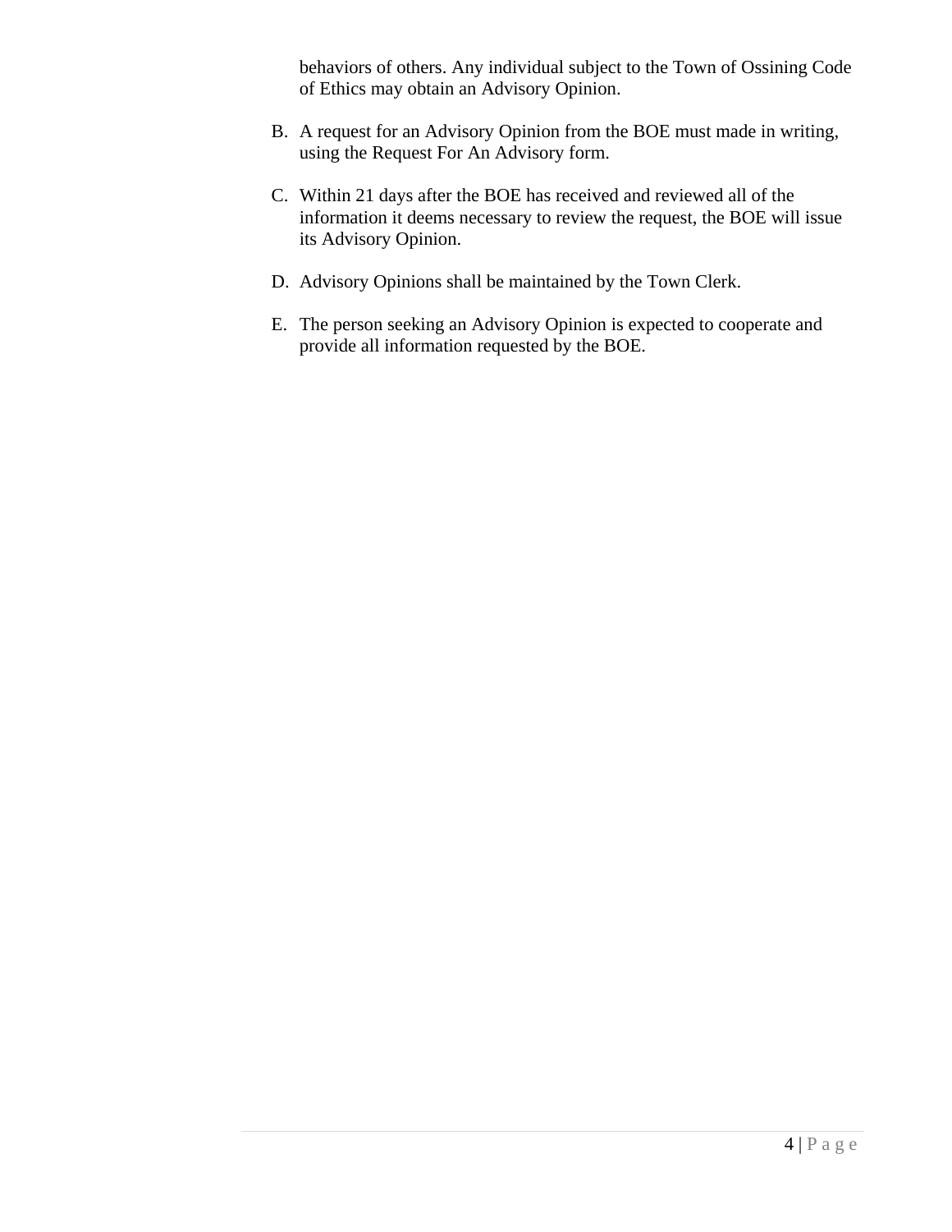behaviors of others. Any individual subject to the Town of Ossining Code of Ethics may obtain an Advisory Opinion.

B. A request for an Advisory Opinion from the BOE must made in writing, using the Request For An Advisory form.

C. Within 21 days after the BOE has received and reviewed all of the information it deems necessary to review the request, the BOE will issue its Advisory Opinion.

D. Advisory Opinions shall be maintained by the Town Clerk.

E. The person seeking an Advisory Opinion is expected to cooperate and provide all information requested by the BOE.